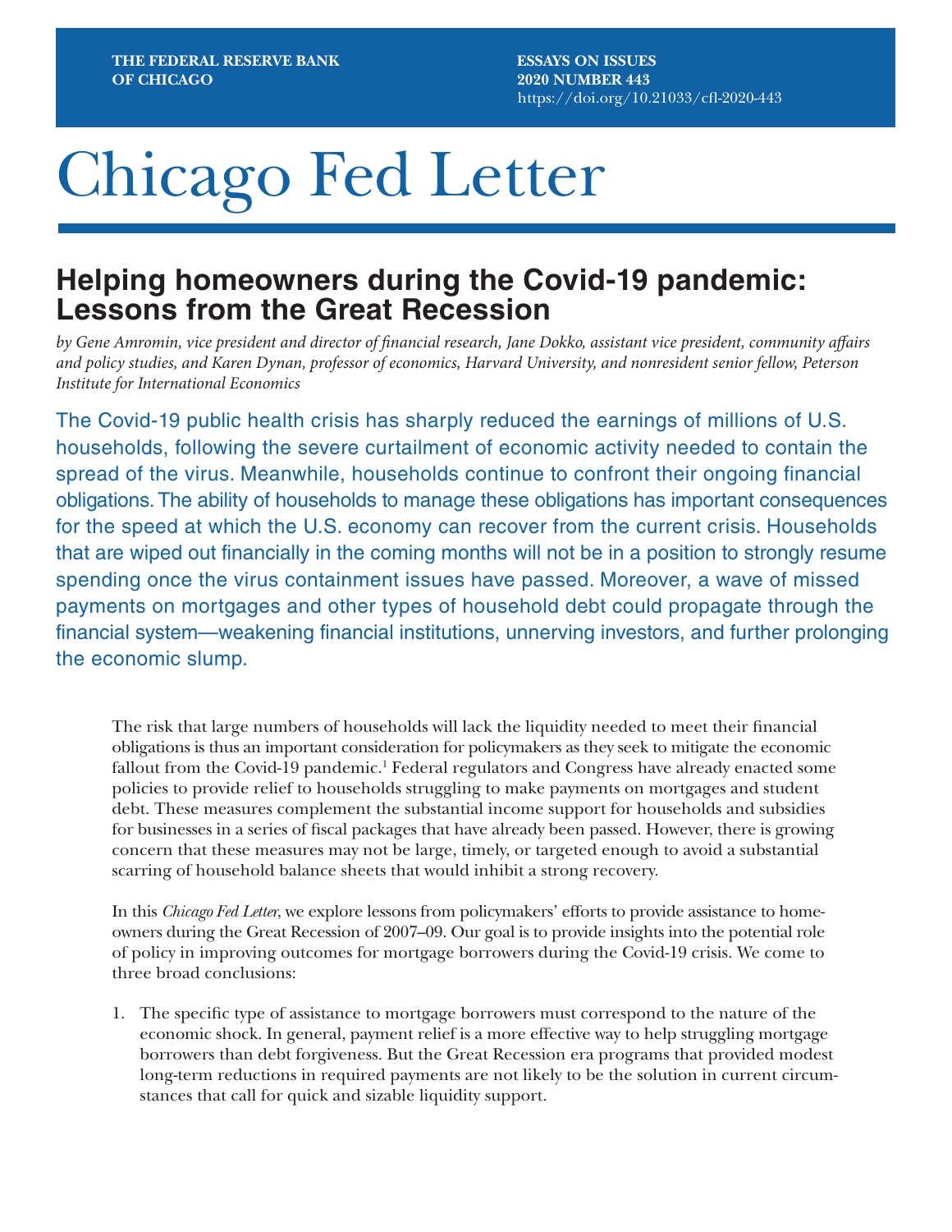THE FEDERAL RESERVE BANK OF CHICAGO

ESSAYS ON ISSUES
2020 NUMBER 443
https://doi.org/10.21033/cfl-2020-443

# Chicago Fed Letter

## Helping homeowners during the Covid-19 pandemic: Lessons from the Great Recession

*by Gene Amromin, vice president and director of financial research, Jane Dokko, assistant vice president, community affairs and policy studies, and Karen Dynan, professor of economics, Harvard University, and nonresident senior fellow, Peterson Institute for International Economics*

The Covid-19 public health crisis has sharply reduced the earnings of millions of U.S. households, following the severe curtailment of economic activity needed to contain the spread of the virus. Meanwhile, households continue to confront their ongoing financial obligations. The ability of households to manage these obligations has important consequences for the speed at which the U.S. economy can recover from the current crisis. Households that are wiped out financially in the coming months will not be in a position to strongly resume spending once the virus containment issues have passed. Moreover, a wave of missed payments on mortgages and other types of household debt could propagate through the financial system—weakening financial institutions, unnerving investors, and further prolonging the economic slump.

The risk that large numbers of households will lack the liquidity needed to meet their financial obligations is thus an important consideration for policymakers as they seek to mitigate the economic fallout from the Covid-19 pandemic.[1] Federal regulators and Congress have already enacted some policies to provide relief to households struggling to make payments on mortgages and student debt. These measures complement the substantial income support for households and subsidies for businesses in a series of fiscal packages that have already been passed. However, there is growing concern that these measures may not be large, timely, or targeted enough to avoid a substantial scarring of household balance sheets that would inhibit a strong recovery.

In this *Chicago Fed Letter*, we explore lessons from policymakers' efforts to provide assistance to homeowners during the Great Recession of 2007–09. Our goal is to provide insights into the potential role of policy in improving outcomes for mortgage borrowers during the Covid-19 crisis. We come to three broad conclusions:

1. The specific type of assistance to mortgage borrowers must correspond to the nature of the economic shock. In general, payment relief is a more effective way to help struggling mortgage borrowers than debt forgiveness. But the Great Recession era programs that provided modest long-term reductions in required payments are not likely to be the solution in current circumstances that call for quick and sizable liquidity support.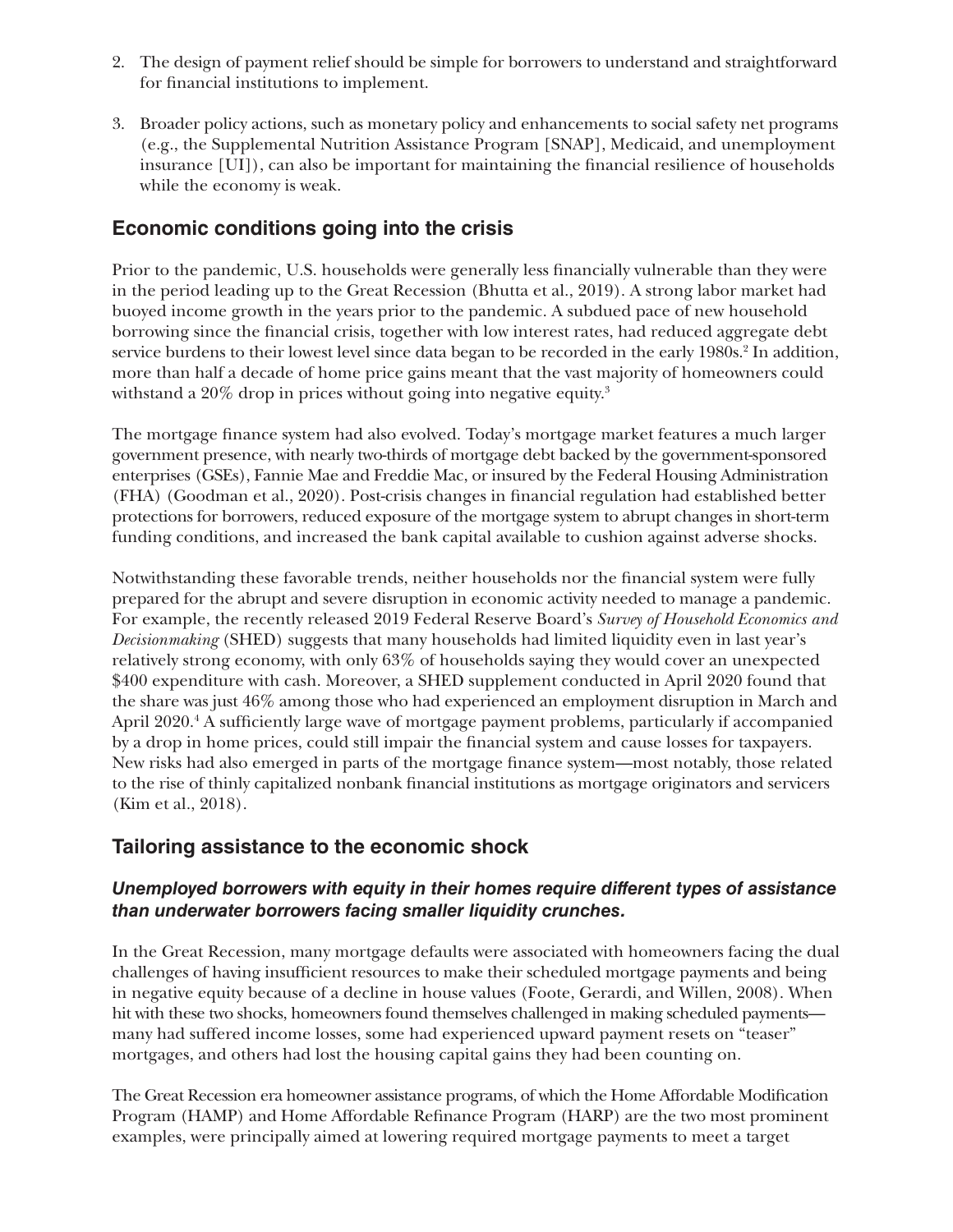2. The design of payment relief should be simple for borrowers to understand and straightforward for financial institutions to implement.

3. Broader policy actions, such as monetary policy and enhancements to social safety net programs (e.g., the Supplemental Nutrition Assistance Program [SNAP], Medicaid, and unemployment insurance [UI]), can also be important for maintaining the financial resilience of households while the economy is weak.

## Economic conditions going into the crisis

Prior to the pandemic, U.S. households were generally less financially vulnerable than they were in the period leading up to the Great Recession (Bhutta et al., 2019). A strong labor market had buoyed income growth in the years prior to the pandemic. A subdued pace of new household borrowing since the financial crisis, together with low interest rates, had reduced aggregate debt service burdens to their lowest level since data began to be recorded in the early 1980s.[2] In addition, more than half a decade of home price gains meant that the vast majority of homeowners could withstand a 20% drop in prices without going into negative equity.[3]

The mortgage finance system had also evolved. Today's mortgage market features a much larger government presence, with nearly two-thirds of mortgage debt backed by the government-sponsored enterprises (GSEs), Fannie Mae and Freddie Mac, or insured by the Federal Housing Administration (FHA) (Goodman et al., 2020). Post-crisis changes in financial regulation had established better protections for borrowers, reduced exposure of the mortgage system to abrupt changes in short-term funding conditions, and increased the bank capital available to cushion against adverse shocks.

Notwithstanding these favorable trends, neither households nor the financial system were fully prepared for the abrupt and severe disruption in economic activity needed to manage a pandemic. For example, the recently released 2019 Federal Reserve Board's *Survey of Household Economics and Decisionmaking* (SHED) suggests that many households had limited liquidity even in last year's relatively strong economy, with only 63% of households saying they would cover an unexpected \$400 expenditure with cash. Moreover, a SHED supplement conducted in April 2020 found that the share was just 46% among those who had experienced an employment disruption in March and April 2020.[4] A sufficiently large wave of mortgage payment problems, particularly if accompanied by a drop in home prices, could still impair the financial system and cause losses for taxpayers. New risks had also emerged in parts of the mortgage finance system—most notably, those related to the rise of thinly capitalized nonbank financial institutions as mortgage originators and servicers (Kim et al., 2018).

## Tailoring assistance to the economic shock

### *Unemployed borrowers with equity in their homes require different types of assistance than underwater borrowers facing smaller liquidity crunches.*

In the Great Recession, many mortgage defaults were associated with homeowners facing the dual challenges of having insufficient resources to make their scheduled mortgage payments and being in negative equity because of a decline in house values (Foote, Gerardi, and Willen, 2008). When hit with these two shocks, homeowners found themselves challenged in making scheduled payments—many had suffered income losses, some had experienced upward payment resets on "teaser" mortgages, and others had lost the housing capital gains they had been counting on.

The Great Recession era homeowner assistance programs, of which the Home Affordable Modification Program (HAMP) and Home Affordable Refinance Program (HARP) are the two most prominent examples, were principally aimed at lowering required mortgage payments to meet a target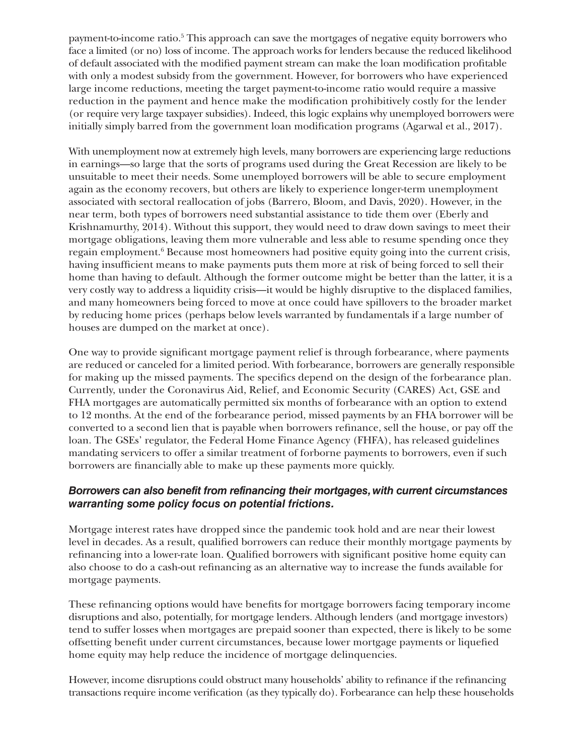payment-to-income ratio.[5] This approach can save the mortgages of negative equity borrowers who face a limited (or no) loss of income. The approach works for lenders because the reduced likelihood of default associated with the modified payment stream can make the loan modification profitable with only a modest subsidy from the government. However, for borrowers who have experienced large income reductions, meeting the target payment-to-income ratio would require a massive reduction in the payment and hence make the modification prohibitively costly for the lender (or require very large taxpayer subsidies). Indeed, this logic explains why unemployed borrowers were initially simply barred from the government loan modification programs (Agarwal et al., 2017).

With unemployment now at extremely high levels, many borrowers are experiencing large reductions in earnings—so large that the sorts of programs used during the Great Recession are likely to be unsuitable to meet their needs. Some unemployed borrowers will be able to secure employment again as the economy recovers, but others are likely to experience longer-term unemployment associated with sectoral reallocation of jobs (Barrero, Bloom, and Davis, 2020). However, in the near term, both types of borrowers need substantial assistance to tide them over (Eberly and Krishnamurthy, 2014). Without this support, they would need to draw down savings to meet their mortgage obligations, leaving them more vulnerable and less able to resume spending once they regain employment.[6] Because most homeowners had positive equity going into the current crisis, having insufficient means to make payments puts them more at risk of being forced to sell their home than having to default. Although the former outcome might be better than the latter, it is a very costly way to address a liquidity crisis—it would be highly disruptive to the displaced families, and many homeowners being forced to move at once could have spillovers to the broader market by reducing home prices (perhaps below levels warranted by fundamentals if a large number of houses are dumped on the market at once).

One way to provide significant mortgage payment relief is through forbearance, where payments are reduced or canceled for a limited period. With forbearance, borrowers are generally responsible for making up the missed payments. The specifics depend on the design of the forbearance plan. Currently, under the Coronavirus Aid, Relief, and Economic Security (CARES) Act, GSE and FHA mortgages are automatically permitted six months of forbearance with an option to extend to 12 months. At the end of the forbearance period, missed payments by an FHA borrower will be converted to a second lien that is payable when borrowers refinance, sell the house, or pay off the loan. The GSEs' regulator, the Federal Home Finance Agency (FHFA), has released guidelines mandating servicers to offer a similar treatment of forborne payments to borrowers, even if such borrowers are financially able to make up these payments more quickly.

### *Borrowers can also benefit from refinancing their mortgages, with current circumstances warranting some policy focus on potential frictions.*

Mortgage interest rates have dropped since the pandemic took hold and are near their lowest level in decades. As a result, qualified borrowers can reduce their monthly mortgage payments by refinancing into a lower-rate loan. Qualified borrowers with significant positive home equity can also choose to do a cash-out refinancing as an alternative way to increase the funds available for mortgage payments.

These refinancing options would have benefits for mortgage borrowers facing temporary income disruptions and also, potentially, for mortgage lenders. Although lenders (and mortgage investors) tend to suffer losses when mortgages are prepaid sooner than expected, there is likely to be some offsetting benefit under current circumstances, because lower mortgage payments or liquefied home equity may help reduce the incidence of mortgage delinquencies.

However, income disruptions could obstruct many households' ability to refinance if the refinancing transactions require income verification (as they typically do). Forbearance can help these households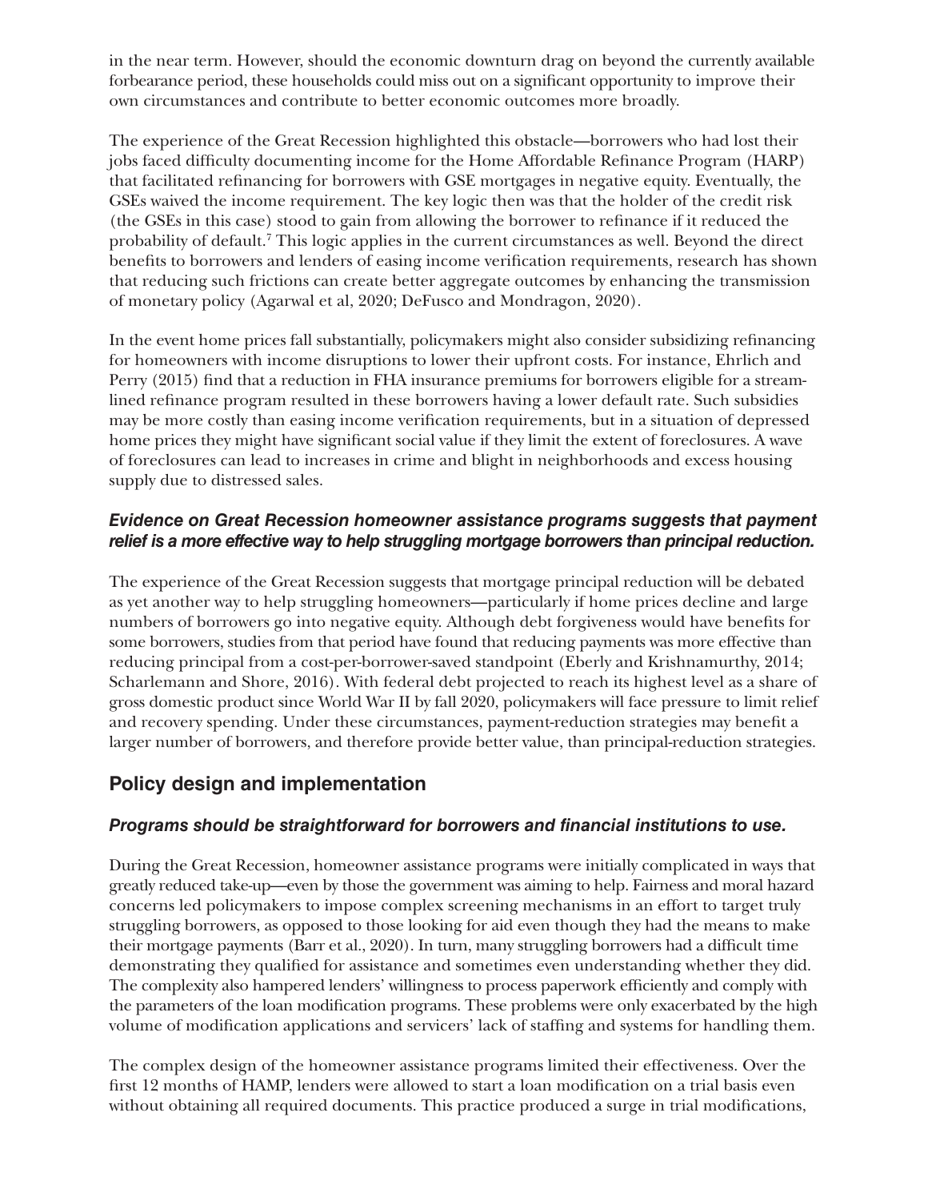in the near term. However, should the economic downturn drag on beyond the currently available forbearance period, these households could miss out on a significant opportunity to improve their own circumstances and contribute to better economic outcomes more broadly.

The experience of the Great Recession highlighted this obstacle—borrowers who had lost their jobs faced difficulty documenting income for the Home Affordable Refinance Program (HARP) that facilitated refinancing for borrowers with GSE mortgages in negative equity. Eventually, the GSEs waived the income requirement. The key logic then was that the holder of the credit risk (the GSEs in this case) stood to gain from allowing the borrower to refinance if it reduced the probability of default.[7] This logic applies in the current circumstances as well. Beyond the direct benefits to borrowers and lenders of easing income verification requirements, research has shown that reducing such frictions can create better aggregate outcomes by enhancing the transmission of monetary policy (Agarwal et al, 2020; DeFusco and Mondragon, 2020).

In the event home prices fall substantially, policymakers might also consider subsidizing refinancing for homeowners with income disruptions to lower their upfront costs. For instance, Ehrlich and Perry (2015) find that a reduction in FHA insurance premiums for borrowers eligible for a streamlined refinance program resulted in these borrowers having a lower default rate. Such subsidies may be more costly than easing income verification requirements, but in a situation of depressed home prices they might have significant social value if they limit the extent of foreclosures. A wave of foreclosures can lead to increases in crime and blight in neighborhoods and excess housing supply due to distressed sales.

### *Evidence on Great Recession homeowner assistance programs suggests that payment relief is a more effective way to help struggling mortgage borrowers than principal reduction.*

The experience of the Great Recession suggests that mortgage principal reduction will be debated as yet another way to help struggling homeowners—particularly if home prices decline and large numbers of borrowers go into negative equity. Although debt forgiveness would have benefits for some borrowers, studies from that period have found that reducing payments was more effective than reducing principal from a cost-per-borrower-saved standpoint (Eberly and Krishnamurthy, 2014; Scharlemann and Shore, 2016). With federal debt projected to reach its highest level as a share of gross domestic product since World War II by fall 2020, policymakers will face pressure to limit relief and recovery spending. Under these circumstances, payment-reduction strategies may benefit a larger number of borrowers, and therefore provide better value, than principal-reduction strategies.

## Policy design and implementation

### *Programs should be straightforward for borrowers and financial institutions to use.*

During the Great Recession, homeowner assistance programs were initially complicated in ways that greatly reduced take-up—even by those the government was aiming to help. Fairness and moral hazard concerns led policymakers to impose complex screening mechanisms in an effort to target truly struggling borrowers, as opposed to those looking for aid even though they had the means to make their mortgage payments (Barr et al., 2020). In turn, many struggling borrowers had a difficult time demonstrating they qualified for assistance and sometimes even understanding whether they did. The complexity also hampered lenders' willingness to process paperwork efficiently and comply with the parameters of the loan modification programs. These problems were only exacerbated by the high volume of modification applications and servicers' lack of staffing and systems for handling them.

The complex design of the homeowner assistance programs limited their effectiveness. Over the first 12 months of HAMP, lenders were allowed to start a loan modification on a trial basis even without obtaining all required documents. This practice produced a surge in trial modifications,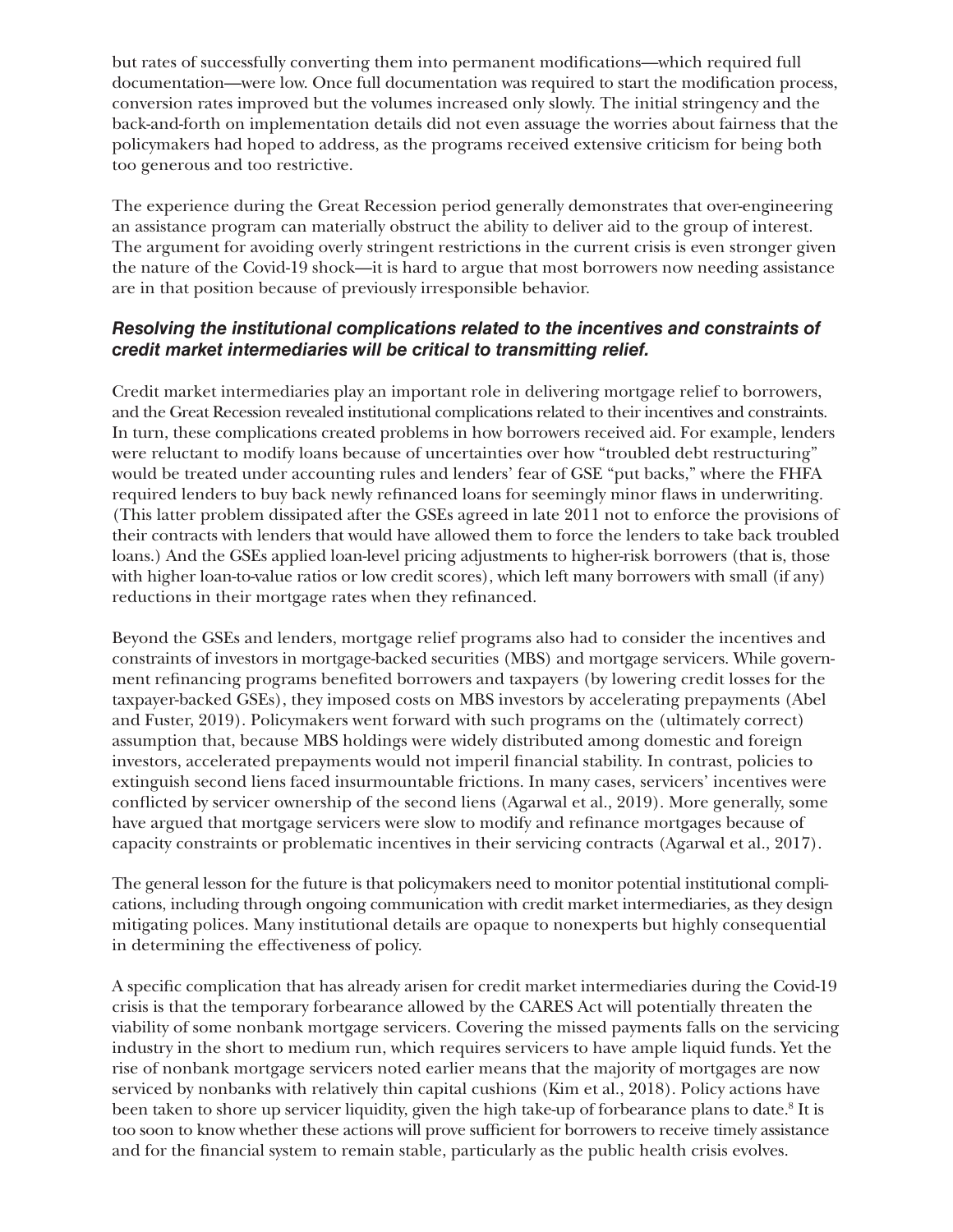but rates of successfully converting them into permanent modifications—which required full documentation—were low. Once full documentation was required to start the modification process, conversion rates improved but the volumes increased only slowly. The initial stringency and the back-and-forth on implementation details did not even assuage the worries about fairness that the policymakers had hoped to address, as the programs received extensive criticism for being both too generous and too restrictive.

The experience during the Great Recession period generally demonstrates that over-engineering an assistance program can materially obstruct the ability to deliver aid to the group of interest. The argument for avoiding overly stringent restrictions in the current crisis is even stronger given the nature of the Covid-19 shock—it is hard to argue that most borrowers now needing assistance are in that position because of previously irresponsible behavior.

### *Resolving the institutional complications related to the incentives and constraints of credit market intermediaries will be critical to transmitting relief.*

Credit market intermediaries play an important role in delivering mortgage relief to borrowers, and the Great Recession revealed institutional complications related to their incentives and constraints. In turn, these complications created problems in how borrowers received aid. For example, lenders were reluctant to modify loans because of uncertainties over how "troubled debt restructuring" would be treated under accounting rules and lenders' fear of GSE "put backs," where the FHFA required lenders to buy back newly refinanced loans for seemingly minor flaws in underwriting. (This latter problem dissipated after the GSEs agreed in late 2011 not to enforce the provisions of their contracts with lenders that would have allowed them to force the lenders to take back troubled loans.) And the GSEs applied loan-level pricing adjustments to higher-risk borrowers (that is, those with higher loan-to-value ratios or low credit scores), which left many borrowers with small (if any) reductions in their mortgage rates when they refinanced.

Beyond the GSEs and lenders, mortgage relief programs also had to consider the incentives and constraints of investors in mortgage-backed securities (MBS) and mortgage servicers. While government refinancing programs benefited borrowers and taxpayers (by lowering credit losses for the taxpayer-backed GSEs), they imposed costs on MBS investors by accelerating prepayments (Abel and Fuster, 2019). Policymakers went forward with such programs on the (ultimately correct) assumption that, because MBS holdings were widely distributed among domestic and foreign investors, accelerated prepayments would not imperil financial stability. In contrast, policies to extinguish second liens faced insurmountable frictions. In many cases, servicers' incentives were conflicted by servicer ownership of the second liens (Agarwal et al., 2019). More generally, some have argued that mortgage servicers were slow to modify and refinance mortgages because of capacity constraints or problematic incentives in their servicing contracts (Agarwal et al., 2017).

The general lesson for the future is that policymakers need to monitor potential institutional complications, including through ongoing communication with credit market intermediaries, as they design mitigating polices. Many institutional details are opaque to nonexperts but highly consequential in determining the effectiveness of policy.

A specific complication that has already arisen for credit market intermediaries during the Covid-19 crisis is that the temporary forbearance allowed by the CARES Act will potentially threaten the viability of some nonbank mortgage servicers. Covering the missed payments falls on the servicing industry in the short to medium run, which requires servicers to have ample liquid funds. Yet the rise of nonbank mortgage servicers noted earlier means that the majority of mortgages are now serviced by nonbanks with relatively thin capital cushions (Kim et al., 2018). Policy actions have been taken to shore up servicer liquidity, given the high take-up of forbearance plans to date.[8] It is too soon to know whether these actions will prove sufficient for borrowers to receive timely assistance and for the financial system to remain stable, particularly as the public health crisis evolves.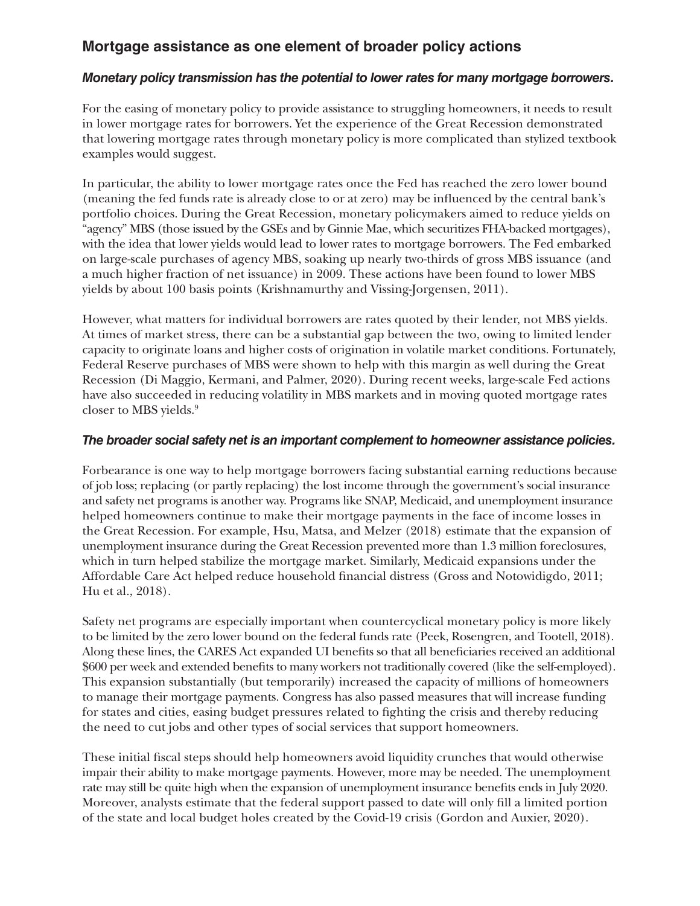## Mortgage assistance as one element of broader policy actions

### *Monetary policy transmission has the potential to lower rates for many mortgage borrowers.*

For the easing of monetary policy to provide assistance to struggling homeowners, it needs to result in lower mortgage rates for borrowers. Yet the experience of the Great Recession demonstrated that lowering mortgage rates through monetary policy is more complicated than stylized textbook examples would suggest.

In particular, the ability to lower mortgage rates once the Fed has reached the zero lower bound (meaning the fed funds rate is already close to or at zero) may be influenced by the central bank's portfolio choices. During the Great Recession, monetary policymakers aimed to reduce yields on "agency" MBS (those issued by the GSEs and by Ginnie Mae, which securitizes FHA-backed mortgages), with the idea that lower yields would lead to lower rates to mortgage borrowers. The Fed embarked on large-scale purchases of agency MBS, soaking up nearly two-thirds of gross MBS issuance (and a much higher fraction of net issuance) in 2009. These actions have been found to lower MBS yields by about 100 basis points (Krishnamurthy and Vissing-Jorgensen, 2011).

However, what matters for individual borrowers are rates quoted by their lender, not MBS yields. At times of market stress, there can be a substantial gap between the two, owing to limited lender capacity to originate loans and higher costs of origination in volatile market conditions. Fortunately, Federal Reserve purchases of MBS were shown to help with this margin as well during the Great Recession (Di Maggio, Kermani, and Palmer, 2020). During recent weeks, large-scale Fed actions have also succeeded in reducing volatility in MBS markets and in moving quoted mortgage rates closer to MBS yields.[9]

### *The broader social safety net is an important complement to homeowner assistance policies.*

Forbearance is one way to help mortgage borrowers facing substantial earning reductions because of job loss; replacing (or partly replacing) the lost income through the government's social insurance and safety net programs is another way. Programs like SNAP, Medicaid, and unemployment insurance helped homeowners continue to make their mortgage payments in the face of income losses in the Great Recession. For example, Hsu, Matsa, and Melzer (2018) estimate that the expansion of unemployment insurance during the Great Recession prevented more than 1.3 million foreclosures, which in turn helped stabilize the mortgage market. Similarly, Medicaid expansions under the Affordable Care Act helped reduce household financial distress (Gross and Notowidigdo, 2011; Hu et al., 2018).

Safety net programs are especially important when countercyclical monetary policy is more likely to be limited by the zero lower bound on the federal funds rate (Peek, Rosengren, and Tootell, 2018). Along these lines, the CARES Act expanded UI benefits so that all beneficiaries received an additional $600 per week and extended benefits to many workers not traditionally covered (like the self-employed). This expansion substantially (but temporarily) increased the capacity of millions of homeowners to manage their mortgage payments. Congress has also passed measures that will increase funding for states and cities, easing budget pressures related to fighting the crisis and thereby reducing the need to cut jobs and other types of social services that support homeowners.

These initial fiscal steps should help homeowners avoid liquidity crunches that would otherwise impair their ability to make mortgage payments. However, more may be needed. The unemployment rate may still be quite high when the expansion of unemployment insurance benefits ends in July 2020. Moreover, analysts estimate that the federal support passed to date will only fill a limited portion of the state and local budget holes created by the Covid-19 crisis (Gordon and Auxier, 2020).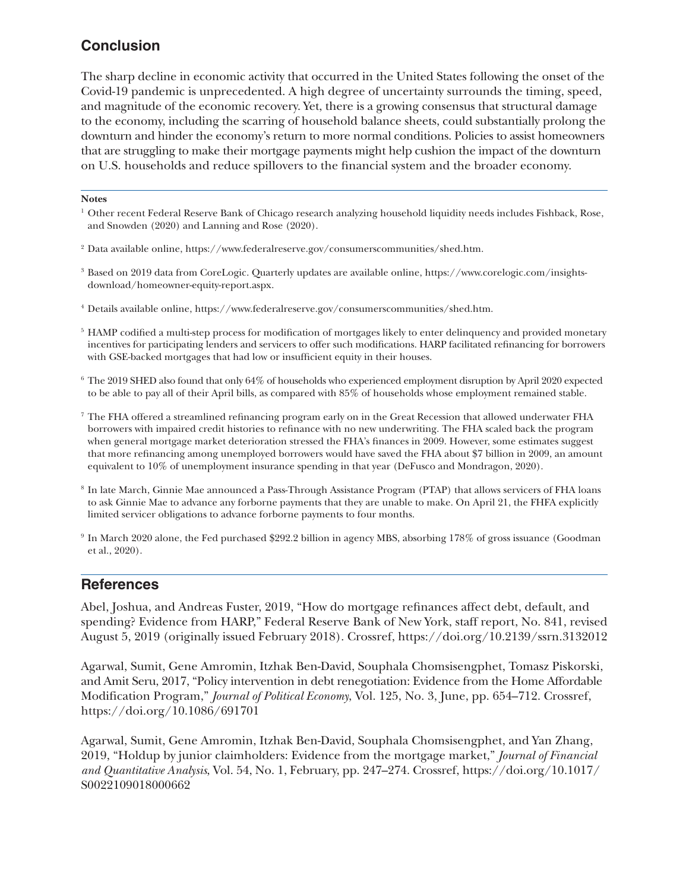## Conclusion

The sharp decline in economic activity that occurred in the United States following the onset of the Covid-19 pandemic is unprecedented. A high degree of uncertainty surrounds the timing, speed, and magnitude of the economic recovery. Yet, there is a growing consensus that structural damage to the economy, including the scarring of household balance sheets, could substantially prolong the downturn and hinder the economy's return to more normal conditions. Policies to assist homeowners that are struggling to make their mortgage payments might help cushion the impact of the downturn on U.S. households and reduce spillovers to the financial system and the broader economy.

**Notes**

[1] Other recent Federal Reserve Bank of Chicago research analyzing household liquidity needs includes Fishback, Rose, and Snowden (2020) and Lanning and Rose (2020).

[2] Data available online, https://www.federalreserve.gov/consumerscommunities/shed.htm.

[3] Based on 2019 data from CoreLogic. Quarterly updates are available online, https://www.corelogic.com/insights-download/homeowner-equity-report.aspx.

[4] Details available online, https://www.federalreserve.gov/consumerscommunities/shed.htm.

[5] HAMP codified a multi-step process for modification of mortgages likely to enter delinquency and provided monetary incentives for participating lenders and servicers to offer such modifications. HARP facilitated refinancing for borrowers with GSE-backed mortgages that had low or insufficient equity in their houses.

[6] The 2019 SHED also found that only 64% of households who experienced employment disruption by April 2020 expected to be able to pay all of their April bills, as compared with 85% of households whose employment remained stable.

[7] The FHA offered a streamlined refinancing program early on in the Great Recession that allowed underwater FHA borrowers with impaired credit histories to refinance with no new underwriting. The FHA scaled back the program when general mortgage market deterioration stressed the FHA's finances in 2009. However, some estimates suggest that more refinancing among unemployed borrowers would have saved the FHA about $7 billion in 2009, an amount equivalent to 10% of unemployment insurance spending in that year (DeFusco and Mondragon, 2020).

[8] In late March, Ginnie Mae announced a Pass-Through Assistance Program (PTAP) that allows servicers of FHA loans to ask Ginnie Mae to advance any forborne payments that they are unable to make. On April 21, the FHFA explicitly limited servicer obligations to advance forborne payments to four months.

[9] In March 2020 alone, the Fed purchased $292.2 billion in agency MBS, absorbing 178% of gross issuance (Goodman et al., 2020).

## References

Abel, Joshua, and Andreas Fuster, 2019, "How do mortgage refinances affect debt, default, and spending? Evidence from HARP," Federal Reserve Bank of New York, staff report, No. 841, revised August 5, 2019 (originally issued February 2018). Crossref, https://doi.org/10.2139/ssrn.3132012

Agarwal, Sumit, Gene Amromin, Itzhak Ben-David, Souphala Chomsisengphet, Tomasz Piskorski, and Amit Seru, 2017, "Policy intervention in debt renegotiation: Evidence from the Home Affordable Modification Program," *Journal of Political Economy*, Vol. 125, No. 3, June, pp. 654–712. Crossref, https://doi.org/10.1086/691701

Agarwal, Sumit, Gene Amromin, Itzhak Ben-David, Souphala Chomsisengphet, and Yan Zhang, 2019, "Holdup by junior claimholders: Evidence from the mortgage market," *Journal of Financial and Quantitative Analysis*, Vol. 54, No. 1, February, pp. 247–274. Crossref, https://doi.org/10.1017/S0022109018000662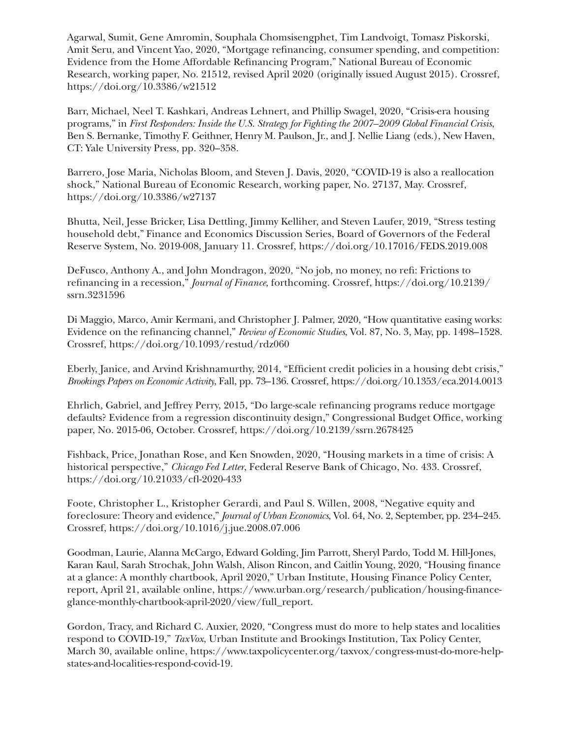Agarwal, Sumit, Gene Amromin, Souphala Chomsisengphet, Tim Landvoigt, Tomasz Piskorski, Amit Seru, and Vincent Yao, 2020, "Mortgage refinancing, consumer spending, and competition: Evidence from the Home Affordable Refinancing Program," National Bureau of Economic Research, working paper, No. 21512, revised April 2020 (originally issued August 2015). Crossref, https://doi.org/10.3386/w21512

Barr, Michael, Neel T. Kashkari, Andreas Lehnert, and Phillip Swagel, 2020, "Crisis-era housing programs," in *First Responders: Inside the U.S. Strategy for Fighting the 2007–2009 Global Financial Crisis*, Ben S. Bernanke, Timothy F. Geithner, Henry M. Paulson, Jr., and J. Nellie Liang (eds.), New Haven, CT: Yale University Press, pp. 320–358.

Barrero, Jose Maria, Nicholas Bloom, and Steven J. Davis, 2020, "COVID-19 is also a reallocation shock," National Bureau of Economic Research, working paper, No. 27137, May. Crossref, https://doi.org/10.3386/w27137

Bhutta, Neil, Jesse Bricker, Lisa Dettling, Jimmy Kelliher, and Steven Laufer, 2019, "Stress testing household debt," Finance and Economics Discussion Series, Board of Governors of the Federal Reserve System, No. 2019-008, January 11. Crossref, https://doi.org/10.17016/FEDS.2019.008

DeFusco, Anthony A., and John Mondragon, 2020, "No job, no money, no refi: Frictions to refinancing in a recession," *Journal of Finance*, forthcoming. Crossref, https://doi.org/10.2139/ssrn.3231596

Di Maggio, Marco, Amir Kermani, and Christopher J. Palmer, 2020, "How quantitative easing works: Evidence on the refinancing channel," *Review of Economic Studies*, Vol. 87, No. 3, May, pp. 1498–1528. Crossref, https://doi.org/10.1093/restud/rdz060

Eberly, Janice, and Arvind Krishnamurthy, 2014, "Efficient credit policies in a housing debt crisis," *Brookings Papers on Economic Activity*, Fall, pp. 73–136. Crossref, https://doi.org/10.1353/eca.2014.0013

Ehrlich, Gabriel, and Jeffrey Perry, 2015, "Do large-scale refinancing programs reduce mortgage defaults? Evidence from a regression discontinuity design," Congressional Budget Office, working paper, No. 2015-06, October. Crossref, https://doi.org/10.2139/ssrn.2678425

Fishback, Price, Jonathan Rose, and Ken Snowden, 2020, "Housing markets in a time of crisis: A historical perspective," *Chicago Fed Letter*, Federal Reserve Bank of Chicago, No. 433. Crossref, https://doi.org/10.21033/cfl-2020-433

Foote, Christopher L., Kristopher Gerardi, and Paul S. Willen, 2008, "Negative equity and foreclosure: Theory and evidence," *Journal of Urban Economics*, Vol. 64, No. 2, September, pp. 234–245. Crossref, https://doi.org/10.1016/j.jue.2008.07.006

Goodman, Laurie, Alanna McCargo, Edward Golding, Jim Parrott, Sheryl Pardo, Todd M. Hill-Jones, Karan Kaul, Sarah Strochak, John Walsh, Alison Rincon, and Caitlin Young, 2020, "Housing finance at a glance: A monthly chartbook, April 2020," Urban Institute, Housing Finance Policy Center, report, April 21, available online, https://www.urban.org/research/publication/housing-finance-glance-monthly-chartbook-april-2020/view/full_report.

Gordon, Tracy, and Richard C. Auxier, 2020, "Congress must do more to help states and localities respond to COVID-19," *TaxVox*, Urban Institute and Brookings Institution, Tax Policy Center, March 30, available online, https://www.taxpolicycenter.org/taxvox/congress-must-do-more-help-states-and-localities-respond-covid-19.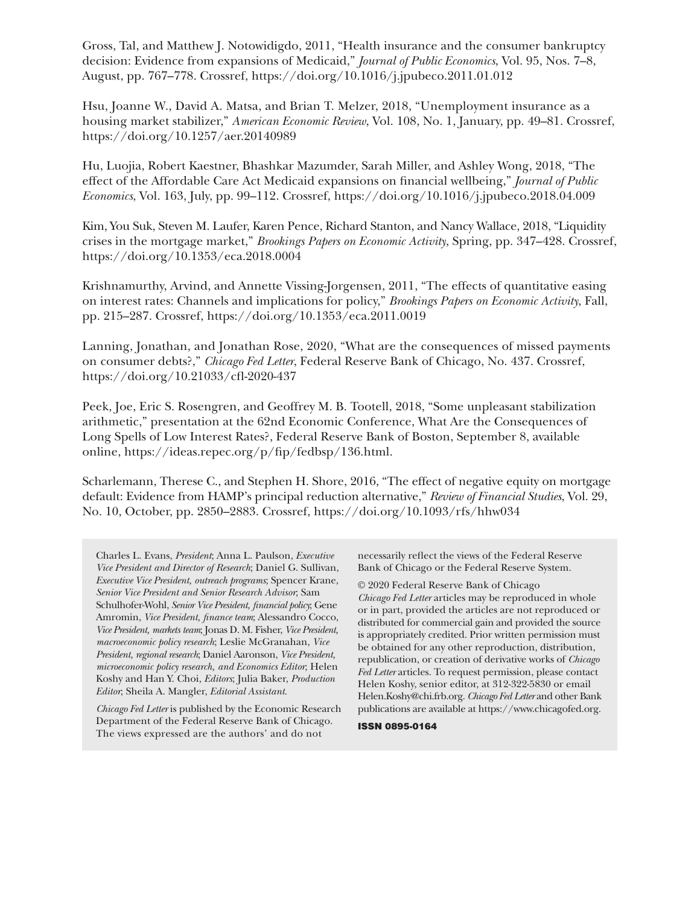Gross, Tal, and Matthew J. Notowidigdo, 2011, "Health insurance and the consumer bankruptcy decision: Evidence from expansions of Medicaid," *Journal of Public Economics*, Vol. 95, Nos. 7–8, August, pp. 767–778. Crossref, https://doi.org/10.1016/j.jpubeco.2011.01.012

Hsu, Joanne W., David A. Matsa, and Brian T. Melzer, 2018, "Unemployment insurance as a housing market stabilizer," *American Economic Review*, Vol. 108, No. 1, January, pp. 49–81. Crossref, https://doi.org/10.1257/aer.20140989

Hu, Luojia, Robert Kaestner, Bhashkar Mazumder, Sarah Miller, and Ashley Wong, 2018, "The effect of the Affordable Care Act Medicaid expansions on financial wellbeing," *Journal of Public Economics*, Vol. 163, July, pp. 99–112. Crossref, https://doi.org/10.1016/j.jpubeco.2018.04.009

Kim, You Suk, Steven M. Laufer, Karen Pence, Richard Stanton, and Nancy Wallace, 2018, "Liquidity crises in the mortgage market," *Brookings Papers on Economic Activity*, Spring, pp. 347–428. Crossref, https://doi.org/10.1353/eca.2018.0004

Krishnamurthy, Arvind, and Annette Vissing-Jorgensen, 2011, "The effects of quantitative easing on interest rates: Channels and implications for policy," *Brookings Papers on Economic Activity*, Fall, pp. 215–287. Crossref, https://doi.org/10.1353/eca.2011.0019

Lanning, Jonathan, and Jonathan Rose, 2020, "What are the consequences of missed payments on consumer debts?," *Chicago Fed Letter*, Federal Reserve Bank of Chicago, No. 437. Crossref, https://doi.org/10.21033/cfl-2020-437

Peek, Joe, Eric S. Rosengren, and Geoffrey M. B. Tootell, 2018, "Some unpleasant stabilization arithmetic," presentation at the 62nd Economic Conference, What Are the Consequences of Long Spells of Low Interest Rates?, Federal Reserve Bank of Boston, September 8, available online, https://ideas.repec.org/p/fip/fedbsp/136.html.

Scharlemann, Therese C., and Stephen H. Shore, 2016, "The effect of negative equity on mortgage default: Evidence from HAMP's principal reduction alternative," *Review of Financial Studies*, Vol. 29, No. 10, October, pp. 2850–2883. Crossref, https://doi.org/10.1093/rfs/hhw034

Charles L. Evans, *President*; Anna L. Paulson, *Executive Vice President and Director of Research*; Daniel G. Sullivan, *Executive Vice President, outreach programs*; Spencer Krane, *Senior Vice President and Senior Research Advisor*; Sam Schulhofer-Wohl, *Senior Vice President, financial policy*; Gene Amromin, *Vice President, finance team*; Alessandro Cocco, *Vice President, markets team*; Jonas D. M. Fisher, *Vice President, macroeconomic policy research*; Leslie McGranahan, *Vice President, regional research*; Daniel Aaronson, *Vice President, microeconomic policy research, and Economics Editor*; Helen Koshy and Han Y. Choi, *Editors*; Julia Baker, *Production Editor*; Sheila A. Mangler, *Editorial Assistant*.

*Chicago Fed Letter* is published by the Economic Research Department of the Federal Reserve Bank of Chicago. The views expressed are the authors' and do not necessarily reflect the views of the Federal Reserve Bank of Chicago or the Federal Reserve System.

© 2020 Federal Reserve Bank of Chicago
*Chicago Fed Letter* articles may be reproduced in whole or in part, provided the articles are not reproduced or distributed for commercial gain and provided the source is appropriately credited. Prior written permission must be obtained for any other reproduction, distribution, republication, or creation of derivative works of *Chicago Fed Letter* articles. To request permission, please contact Helen Koshy, senior editor, at 312-322-5830 or email Helen.Koshy@chi.frb.org. *Chicago Fed Letter* and other Bank publications are available at https://www.chicagofed.org.

**ISSN 0895-0164**